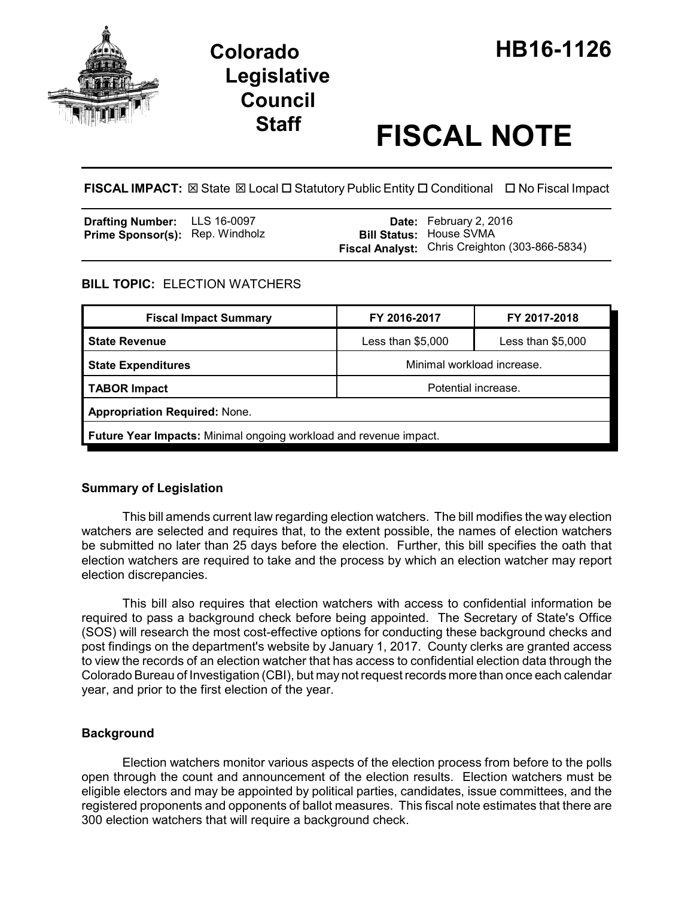# Colorado Legislative Council Staff

# HB16-1126

# FISCAL NOTE

**FISCAL IMPACT:** ☒ State ☒ Local ☐ Statutory Public Entity ☐ Conditional ☐ No Fiscal Impact

| | | | |
|---|---|---|---|
| **Drafting Number:** | LLS 16-0097 | **Date:** | February 2, 2016 |
| **Prime Sponsor(s):** | Rep. Windholz | **Bill Status:** | House SVMA |
| | | **Fiscal Analyst:** | Chris Creighton (303-866-5834) |

**BILL TOPIC:** ELECTION WATCHERS

| Fiscal Impact Summary | FY 2016-2017 | FY 2017-2018 |
|---|---|---|
| **State Revenue** | Less than $5,000 | Less than $5,000 |
| **State Expenditures** | Minimal workload increase. | |
| **TABOR Impact** | Potential increase. | |
| **Appropriation Required:** None. | | |
| **Future Year Impacts:** Minimal ongoing workload and revenue impact. | | |

### Summary of Legislation

This bill amends current law regarding election watchers. The bill modifies the way election watchers are selected and requires that, to the extent possible, the names of election watchers be submitted no later than 25 days before the election. Further, this bill specifies the oath that election watchers are required to take and the process by which an election watcher may report election discrepancies.

This bill also requires that election watchers with access to confidential information be required to pass a background check before being appointed. The Secretary of State's Office (SOS) will research the most cost-effective options for conducting these background checks and post findings on the department's website by January 1, 2017. County clerks are granted access to view the records of an election watcher that has access to confidential election data through the Colorado Bureau of Investigation (CBI), but may not request records more than once each calendar year, and prior to the first election of the year.

### Background

Election watchers monitor various aspects of the election process from before to the polls open through the count and announcement of the election results. Election watchers must be eligible electors and may be appointed by political parties, candidates, issue committees, and the registered proponents and opponents of ballot measures. This fiscal note estimates that there are 300 election watchers that will require a background check.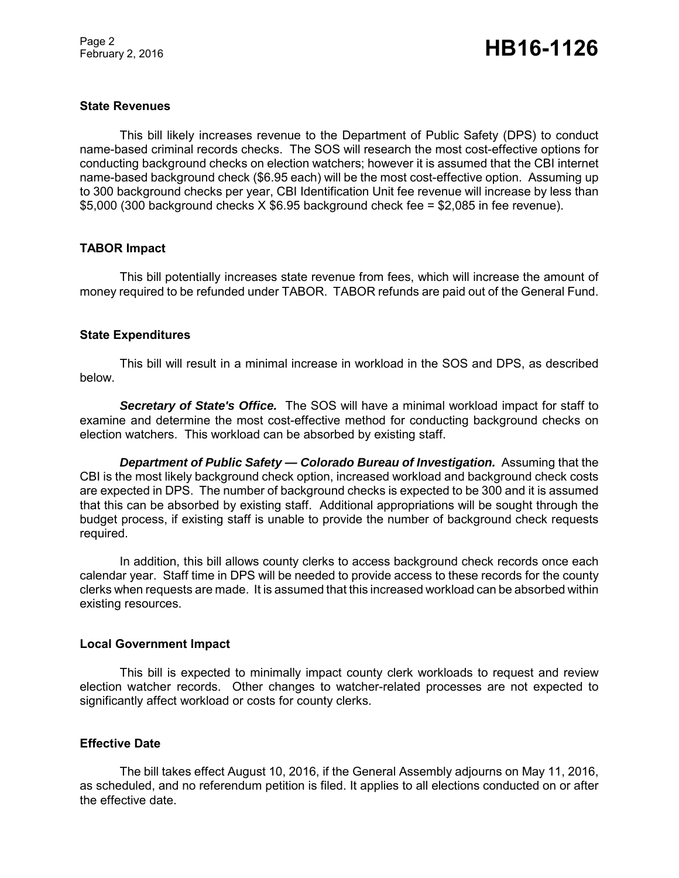### State Revenues

This bill likely increases revenue to the Department of Public Safety (DPS) to conduct name-based criminal records checks. The SOS will research the most cost-effective options for conducting background checks on election watchers; however it is assumed that the CBI internet name-based background check ($6.95 each) will be the most cost-effective option. Assuming up to 300 background checks per year, CBI Identification Unit fee revenue will increase by less than $5,000 (300 background checks X $6.95 background check fee = $2,085 in fee revenue).

### TABOR Impact

This bill potentially increases state revenue from fees, which will increase the amount of money required to be refunded under TABOR. TABOR refunds are paid out of the General Fund.

### State Expenditures

This bill will result in a minimal increase in workload in the SOS and DPS, as described below.

***Secretary of State's Office.*** The SOS will have a minimal workload impact for staff to examine and determine the most cost-effective method for conducting background checks on election watchers. This workload can be absorbed by existing staff.

***Department of Public Safety — Colorado Bureau of Investigation.*** Assuming that the CBI is the most likely background check option, increased workload and background check costs are expected in DPS. The number of background checks is expected to be 300 and it is assumed that this can be absorbed by existing staff. Additional appropriations will be sought through the budget process, if existing staff is unable to provide the number of background check requests required.

In addition, this bill allows county clerks to access background check records once each calendar year. Staff time in DPS will be needed to provide access to these records for the county clerks when requests are made. It is assumed that this increased workload can be absorbed within existing resources.

### Local Government Impact

This bill is expected to minimally impact county clerk workloads to request and review election watcher records. Other changes to watcher-related processes are not expected to significantly affect workload or costs for county clerks.

### Effective Date

The bill takes effect August 10, 2016, if the General Assembly adjourns on May 11, 2016, as scheduled, and no referendum petition is filed. It applies to all elections conducted on or after the effective date.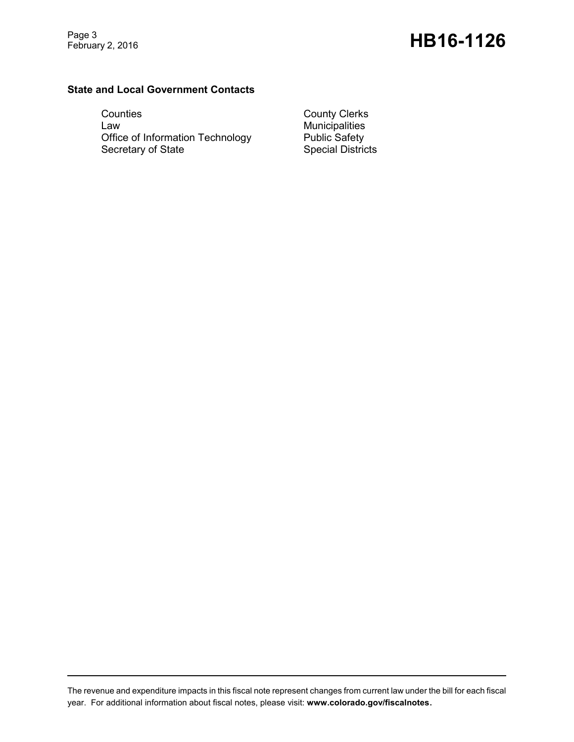### State and Local Government Contacts

| | |
|---|---|
| Counties | County Clerks |
| Law | Municipalities |
| Office of Information Technology | Public Safety |
| Secretary of State | Special Districts |

The revenue and expenditure impacts in this fiscal note represent changes from current law under the bill for each fiscal year. For additional information about fiscal notes, please visit: **www.colorado.gov/fiscalnotes.**